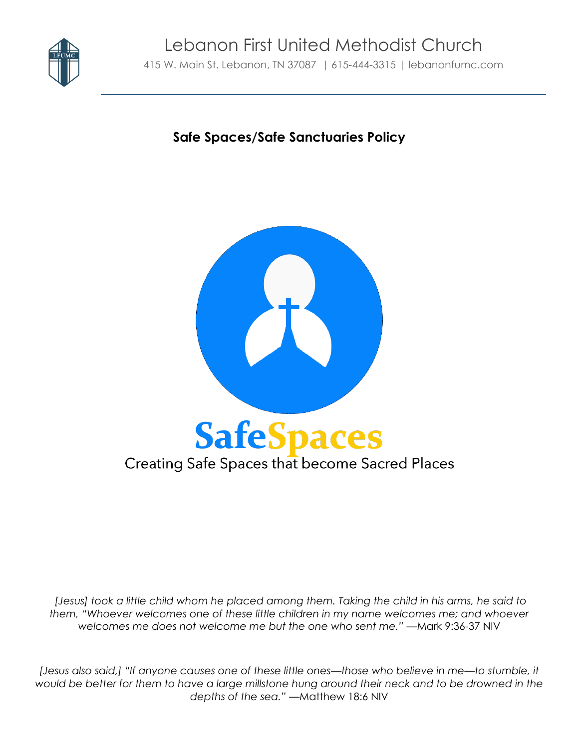# Lebanon First United Methodist Church

415 W. Main St. Lebanon, TN 37087 | 615-444-3315 | lebanonfumc.com

## Safe Spaces/Safe Sanctuaries Policy

**SafeSpaces**

Creating Safe Spaces that become Sacred Places

*[Jesus] took a little child whom he placed among them. Taking the child in his arms, he said to them, "Whoever welcomes one of these little children in my name welcomes me; and whoever welcomes me does not welcome me but the one who sent me."* —Mark 9:36-37 NIV

*[Jesus also said,] "If anyone causes one of these little ones—those who believe in me—to stumble, it would be better for them to have a large millstone hung around their neck and to be drowned in the depths of the sea."* —Matthew 18:6 NIV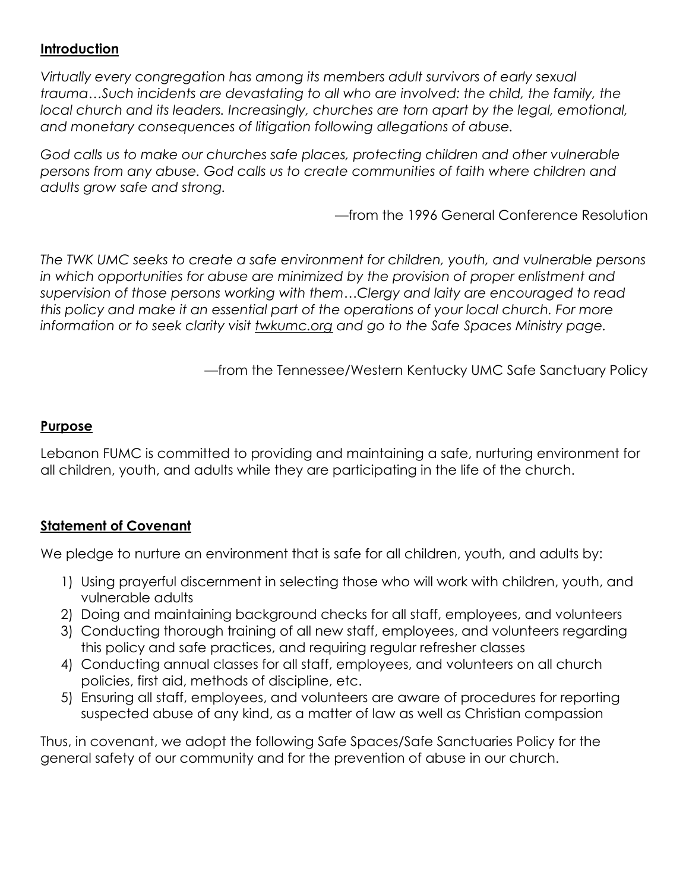## Introduction

*Virtually every congregation has among its members adult survivors of early sexual trauma…Such incidents are devastating to all who are involved: the child, the family, the local church and its leaders. Increasingly, churches are torn apart by the legal, emotional, and monetary consequences of litigation following allegations of abuse.*

*God calls us to make our churches safe places, protecting children and other vulnerable persons from any abuse. God calls us to create communities of faith where children and adults grow safe and strong.*

—from the 1996 General Conference Resolution

*The TWK UMC seeks to create a safe environment for children, youth, and vulnerable persons in which opportunities for abuse are minimized by the provision of proper enlistment and supervision of those persons working with them…Clergy and laity are encouraged to read this policy and make it an essential part of the operations of your local church. For more information or to seek clarity visit twkumc.org and go to the Safe Spaces Ministry page.*

—from the Tennessee/Western Kentucky UMC Safe Sanctuary Policy

## Purpose

Lebanon FUMC is committed to providing and maintaining a safe, nurturing environment for all children, youth, and adults while they are participating in the life of the church.

## Statement of Covenant

We pledge to nurture an environment that is safe for all children, youth, and adults by:

1) Using prayerful discernment in selecting those who will work with children, youth, and vulnerable adults
2) Doing and maintaining background checks for all staff, employees, and volunteers
3) Conducting thorough training of all new staff, employees, and volunteers regarding this policy and safe practices, and requiring regular refresher classes
4) Conducting annual classes for all staff, employees, and volunteers on all church policies, first aid, methods of discipline, etc.
5) Ensuring all staff, employees, and volunteers are aware of procedures for reporting suspected abuse of any kind, as a matter of law as well as Christian compassion

Thus, in covenant, we adopt the following Safe Spaces/Safe Sanctuaries Policy for the general safety of our community and for the prevention of abuse in our church.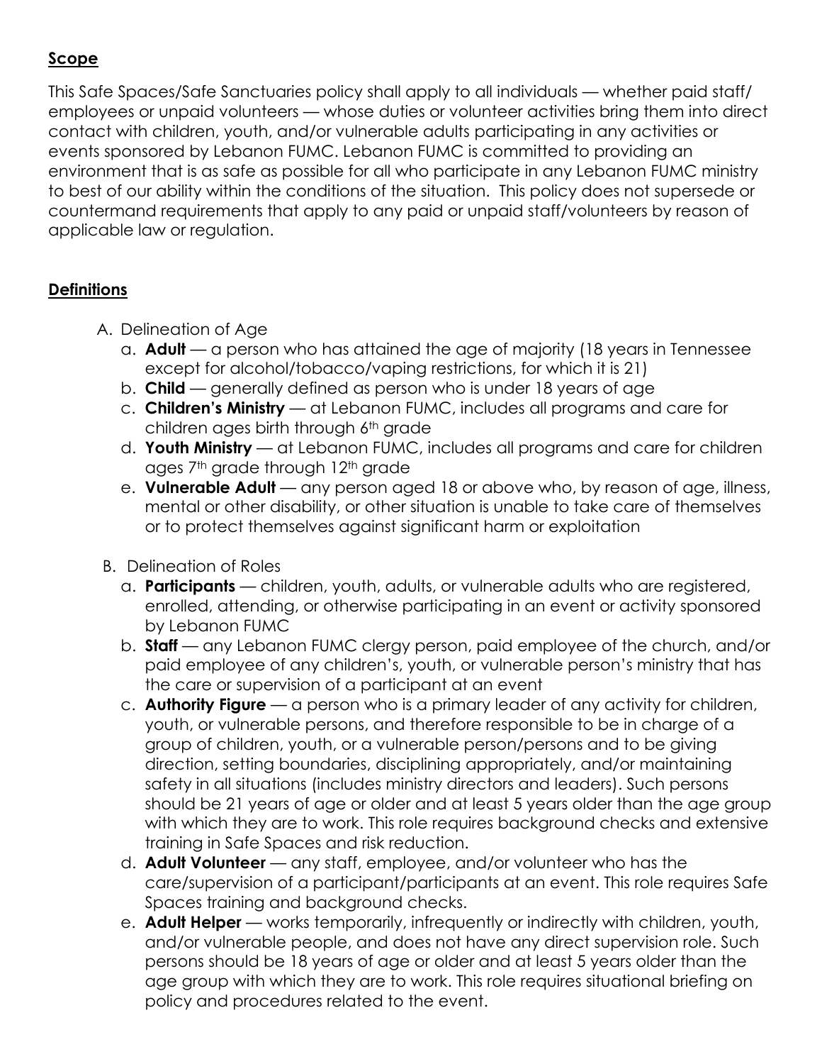## Scope

This Safe Spaces/Safe Sanctuaries policy shall apply to all individuals — whether paid staff/ employees or unpaid volunteers — whose duties or volunteer activities bring them into direct contact with children, youth, and/or vulnerable adults participating in any activities or events sponsored by Lebanon FUMC. Lebanon FUMC is committed to providing an environment that is as safe as possible for all who participate in any Lebanon FUMC ministry to best of our ability within the conditions of the situation. This policy does not supersede or countermand requirements that apply to any paid or unpaid staff/volunteers by reason of applicable law or regulation.

## Definitions

A. Delineation of Age
   a. **Adult** — a person who has attained the age of majority (18 years in Tennessee except for alcohol/tobacco/vaping restrictions, for which it is 21)
   b. **Child** — generally defined as person who is under 18 years of age
   c. **Children's Ministry** — at Lebanon FUMC, includes all programs and care for children ages birth through 6th grade
   d. **Youth Ministry** — at Lebanon FUMC, includes all programs and care for children ages 7th grade through 12th grade
   e. **Vulnerable Adult** — any person aged 18 or above who, by reason of age, illness, mental or other disability, or other situation is unable to take care of themselves or to protect themselves against significant harm or exploitation

B. Delineation of Roles
   a. **Participants** — children, youth, adults, or vulnerable adults who are registered, enrolled, attending, or otherwise participating in an event or activity sponsored by Lebanon FUMC
   b. **Staff** — any Lebanon FUMC clergy person, paid employee of the church, and/or paid employee of any children's, youth, or vulnerable person's ministry that has the care or supervision of a participant at an event
   c. **Authority Figure** — a person who is a primary leader of any activity for children, youth, or vulnerable persons, and therefore responsible to be in charge of a group of children, youth, or a vulnerable person/persons and to be giving direction, setting boundaries, disciplining appropriately, and/or maintaining safety in all situations (includes ministry directors and leaders). Such persons should be 21 years of age or older and at least 5 years older than the age group with which they are to work. This role requires background checks and extensive training in Safe Spaces and risk reduction.
   d. **Adult Volunteer** — any staff, employee, and/or volunteer who has the care/supervision of a participant/participants at an event. This role requires Safe Spaces training and background checks.
   e. **Adult Helper** — works temporarily, infrequently or indirectly with children, youth, and/or vulnerable people, and does not have any direct supervision role. Such persons should be 18 years of age or older and at least 5 years older than the age group with which they are to work. This role requires situational briefing on policy and procedures related to the event.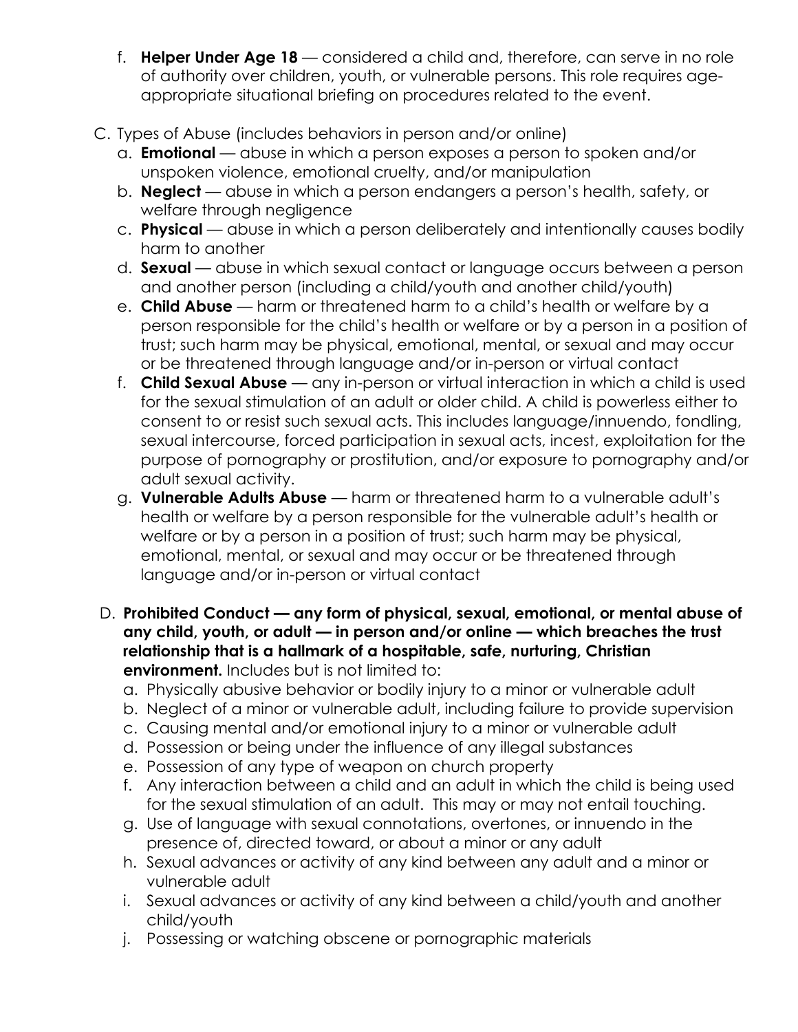f. **Helper Under Age 18** — considered a child and, therefore, can serve in no role of authority over children, youth, or vulnerable persons. This role requires age-appropriate situational briefing on procedures related to the event.

C. Types of Abuse (includes behaviors in person and/or online)

a. **Emotional** — abuse in which a person exposes a person to spoken and/or unspoken violence, emotional cruelty, and/or manipulation

b. **Neglect** — abuse in which a person endangers a person's health, safety, or welfare through negligence

c. **Physical** — abuse in which a person deliberately and intentionally causes bodily harm to another

d. **Sexual** — abuse in which sexual contact or language occurs between a person and another person (including a child/youth and another child/youth)

e. **Child Abuse** — harm or threatened harm to a child's health or welfare by a person responsible for the child's health or welfare or by a person in a position of trust; such harm may be physical, emotional, mental, or sexual and may occur or be threatened through language and/or in-person or virtual contact

f. **Child Sexual Abuse** — any in-person or virtual interaction in which a child is used for the sexual stimulation of an adult or older child. A child is powerless either to consent to or resist such sexual acts. This includes language/innuendo, fondling, sexual intercourse, forced participation in sexual acts, incest, exploitation for the purpose of pornography or prostitution, and/or exposure to pornography and/or adult sexual activity.

g. **Vulnerable Adults Abuse** — harm or threatened harm to a vulnerable adult's health or welfare by a person responsible for the vulnerable adult's health or welfare or by a person in a position of trust; such harm may be physical, emotional, mental, or sexual and may occur or be threatened through language and/or in-person or virtual contact

D. **Prohibited Conduct — any form of physical, sexual, emotional, or mental abuse of any child, youth, or adult — in person and/or online — which breaches the trust relationship that is a hallmark of a hospitable, safe, nurturing, Christian environment.** Includes but is not limited to:

a. Physically abusive behavior or bodily injury to a minor or vulnerable adult

b. Neglect of a minor or vulnerable adult, including failure to provide supervision

c. Causing mental and/or emotional injury to a minor or vulnerable adult

d. Possession or being under the influence of any illegal substances

e. Possession of any type of weapon on church property

f. Any interaction between a child and an adult in which the child is being used for the sexual stimulation of an adult. This may or may not entail touching.

g. Use of language with sexual connotations, overtones, or innuendo in the presence of, directed toward, or about a minor or any adult

h. Sexual advances or activity of any kind between any adult and a minor or vulnerable adult

i. Sexual advances or activity of any kind between a child/youth and another child/youth

j. Possessing or watching obscene or pornographic materials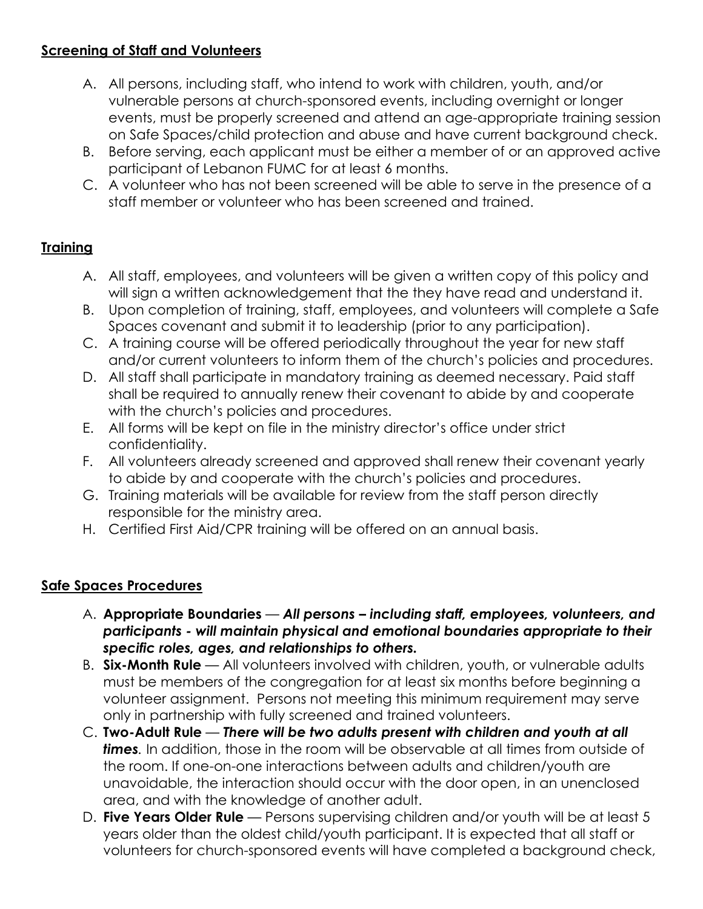**<u>Screening of Staff and Volunteers</u>**

A. All persons, including staff, who intend to work with children, youth, and/or vulnerable persons at church-sponsored events, including overnight or longer events, must be properly screened and attend an age-appropriate training session on Safe Spaces/child protection and abuse and have current background check.
B. Before serving, each applicant must be either a member of or an approved active participant of Lebanon FUMC for at least 6 months.
C. A volunteer who has not been screened will be able to serve in the presence of a staff member or volunteer who has been screened and trained.

**<u>Training</u>**

A. All staff, employees, and volunteers will be given a written copy of this policy and will sign a written acknowledgement that the they have read and understand it.
B. Upon completion of training, staff, employees, and volunteers will complete a Safe Spaces covenant and submit it to leadership (prior to any participation).
C. A training course will be offered periodically throughout the year for new staff and/or current volunteers to inform them of the church's policies and procedures.
D. All staff shall participate in mandatory training as deemed necessary. Paid staff shall be required to annually renew their covenant to abide by and cooperate with the church's policies and procedures.
E. All forms will be kept on file in the ministry director's office under strict confidentiality.
F. All volunteers already screened and approved shall renew their covenant yearly to abide by and cooperate with the church's policies and procedures.
G. Training materials will be available for review from the staff person directly responsible for the ministry area.
H. Certified First Aid/CPR training will be offered on an annual basis.

**<u>Safe Spaces Procedures</u>**

A. **Appropriate Boundaries** — ***All persons – including staff, employees, volunteers, and participants - will maintain physical and emotional boundaries appropriate to their specific roles, ages, and relationships to others.***
B. **Six-Month Rule** — All volunteers involved with children, youth, or vulnerable adults must be members of the congregation for at least six months before beginning a volunteer assignment. Persons not meeting this minimum requirement may serve only in partnership with fully screened and trained volunteers.
C. **Two-Adult Rule** — ***There will be two adults present with children and youth at all times***. In addition, those in the room will be observable at all times from outside of the room. If one-on-one interactions between adults and children/youth are unavoidable, the interaction should occur with the door open, in an unenclosed area, and with the knowledge of another adult.
D. **Five Years Older Rule** — Persons supervising children and/or youth will be at least 5 years older than the oldest child/youth participant. It is expected that all staff or volunteers for church-sponsored events will have completed a background check,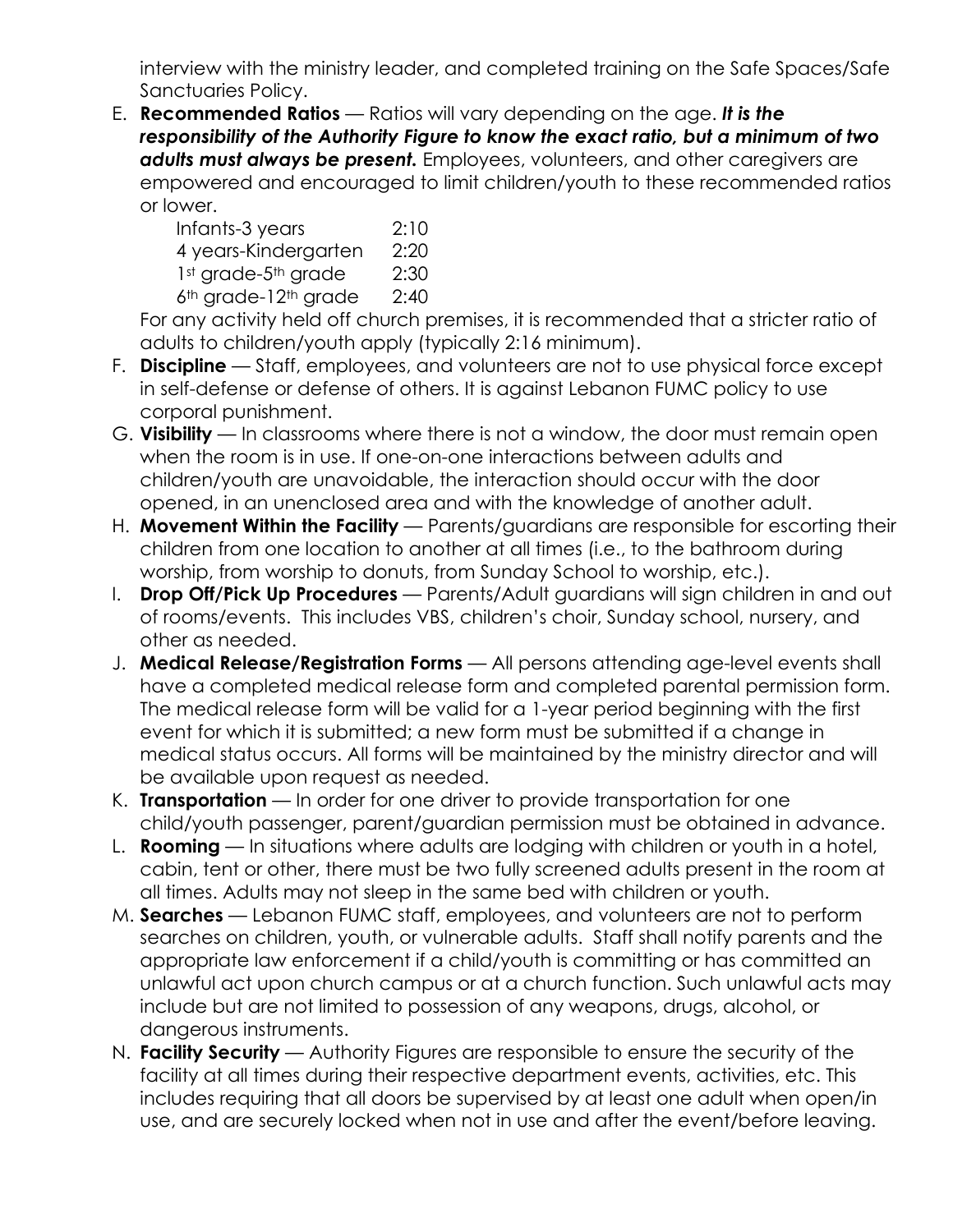interview with the ministry leader, and completed training on the Safe Spaces/Safe Sanctuaries Policy.

E. **Recommended Ratios** — Ratios will vary depending on the age. ***It is the responsibility of the Authority Figure to know the exact ratio, but a minimum of two adults must always be present.*** Employees, volunteers, and other caregivers are empowered and encouraged to limit children/youth to these recommended ratios or lower.

| | |
|---|---|
| Infants-3 years | 2:10 |
| 4 years-Kindergarten | 2:20 |
| 1st grade-5th grade | 2:30 |
| 6th grade-12th grade | 2:40 |

For any activity held off church premises, it is recommended that a stricter ratio of adults to children/youth apply (typically 2:16 minimum).

F. **Discipline** — Staff, employees, and volunteers are not to use physical force except in self-defense or defense of others. It is against Lebanon FUMC policy to use corporal punishment.

G. **Visibility** — In classrooms where there is not a window, the door must remain open when the room is in use. If one-on-one interactions between adults and children/youth are unavoidable, the interaction should occur with the door opened, in an unenclosed area and with the knowledge of another adult.

H. **Movement Within the Facility** — Parents/guardians are responsible for escorting their children from one location to another at all times (i.e., to the bathroom during worship, from worship to donuts, from Sunday School to worship, etc.).

I. **Drop Off/Pick Up Procedures** — Parents/Adult guardians will sign children in and out of rooms/events. This includes VBS, children's choir, Sunday school, nursery, and other as needed.

J. **Medical Release/Registration Forms** — All persons attending age-level events shall have a completed medical release form and completed parental permission form. The medical release form will be valid for a 1-year period beginning with the first event for which it is submitted; a new form must be submitted if a change in medical status occurs. All forms will be maintained by the ministry director and will be available upon request as needed.

K. **Transportation** — In order for one driver to provide transportation for one child/youth passenger, parent/guardian permission must be obtained in advance.

L. **Rooming** — In situations where adults are lodging with children or youth in a hotel, cabin, tent or other, there must be two fully screened adults present in the room at all times. Adults may not sleep in the same bed with children or youth.

M. **Searches** — Lebanon FUMC staff, employees, and volunteers are not to perform searches on children, youth, or vulnerable adults. Staff shall notify parents and the appropriate law enforcement if a child/youth is committing or has committed an unlawful act upon church campus or at a church function. Such unlawful acts may include but are not limited to possession of any weapons, drugs, alcohol, or dangerous instruments.

N. **Facility Security** — Authority Figures are responsible to ensure the security of the facility at all times during their respective department events, activities, etc. This includes requiring that all doors be supervised by at least one adult when open/in use, and are securely locked when not in use and after the event/before leaving.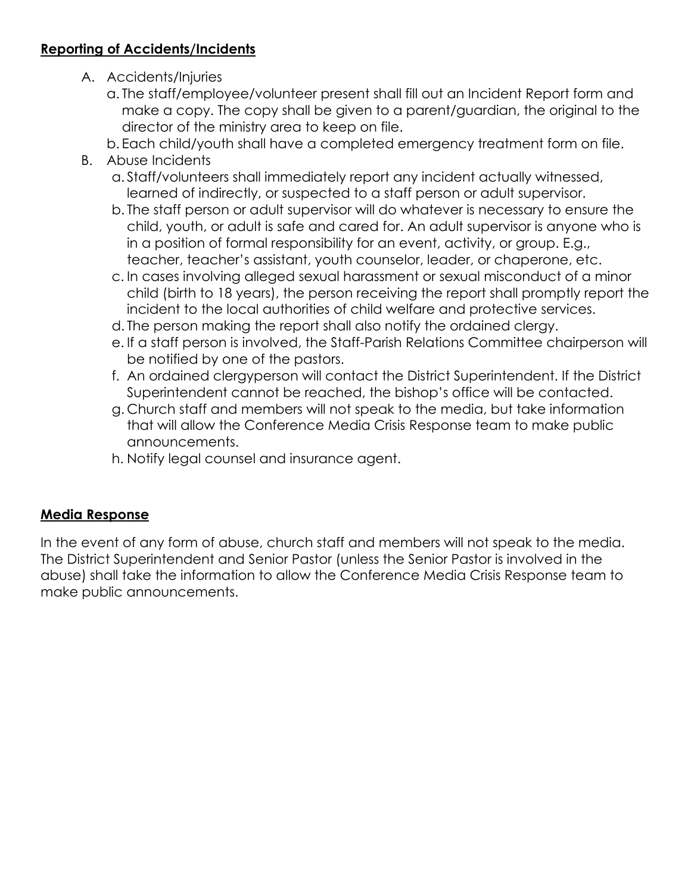**Reporting of Accidents/Incidents**

A. Accidents/Injuries
   a. The staff/employee/volunteer present shall fill out an Incident Report form and make a copy. The copy shall be given to a parent/guardian, the original to the director of the ministry area to keep on file.
   b. Each child/youth shall have a completed emergency treatment form on file.

B. Abuse Incidents
   a. Staff/volunteers shall immediately report any incident actually witnessed, learned of indirectly, or suspected to a staff person or adult supervisor.
   b. The staff person or adult supervisor will do whatever is necessary to ensure the child, youth, or adult is safe and cared for. An adult supervisor is anyone who is in a position of formal responsibility for an event, activity, or group. E.g., teacher, teacher's assistant, youth counselor, leader, or chaperone, etc.
   c. In cases involving alleged sexual harassment or sexual misconduct of a minor child (birth to 18 years), the person receiving the report shall promptly report the incident to the local authorities of child welfare and protective services.
   d. The person making the report shall also notify the ordained clergy.
   e. If a staff person is involved, the Staff-Parish Relations Committee chairperson will be notified by one of the pastors.
   f. An ordained clergyperson will contact the District Superintendent. If the District Superintendent cannot be reached, the bishop's office will be contacted.
   g. Church staff and members will not speak to the media, but take information that will allow the Conference Media Crisis Response team to make public announcements.
   h. Notify legal counsel and insurance agent.

**Media Response**

In the event of any form of abuse, church staff and members will not speak to the media. The District Superintendent and Senior Pastor (unless the Senior Pastor is involved in the abuse) shall take the information to allow the Conference Media Crisis Response team to make public announcements.